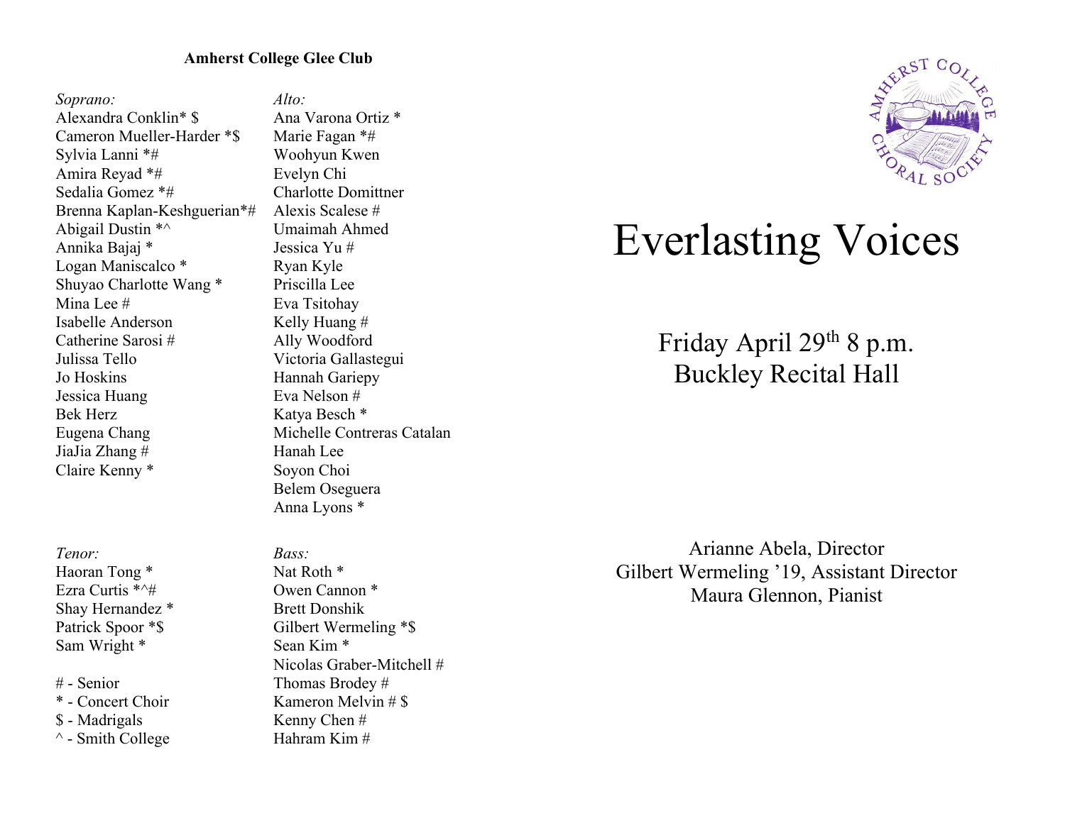**Amherst College Glee Club**

*Soprano:*
Alexandra Conklin* $
Cameron Mueller-Harder *$
Sylvia Lanni *#
Amira Reyad *#
Sedalia Gomez *#
Brenna Kaplan-Keshguerian*#
Abigail Dustin *^
Annika Bajaj *
Logan Maniscalco *
Shuyao Charlotte Wang *
Mina Lee #
Isabelle Anderson
Catherine Sarosi #
Julissa Tello
Jo Hoskins
Jessica Huang
Bek Herz
Eugena Chang
JiaJia Zhang #
Claire Kenny *

*Alto:*
Ana Varona Ortiz *
Marie Fagan *#
Woohyun Kwen
Evelyn Chi
Charlotte Domittner
Alexis Scalese #
Umaimah Ahmed
Jessica Yu #
Ryan Kyle
Priscilla Lee
Eva Tsitohay
Kelly Huang #
Ally Woodford
Victoria Gallastegui
Hannah Gariepy
Eva Nelson #
Katya Besch *
Michelle Contreras Catalan
Hanah Lee
Soyon Choi
Belem Oseguera
Anna Lyons *

*Tenor:*
Haoran Tong *
Ezra Curtis *^#
Shay Hernandez *
Patrick Spoor *$
Sam Wright *

*Bass:*
Nat Roth *
Owen Cannon *
Brett Donshik
Gilbert Wermeling *$
Sean Kim *
Nicolas Graber-Mitchell #
Thomas Brodey #
Kameron Melvin # $
Kenny Chen #
Hahram Kim #

# - Senior
* - Concert Choir
$ - Madrigals
^ - Smith College

AMHERST COLLEGE CHORAL SOCIETY

# Everlasting Voices

Friday April 29th 8 p.m.
Buckley Recital Hall

Arianne Abela, Director
Gilbert Wermeling '19, Assistant Director
Maura Glennon, Pianist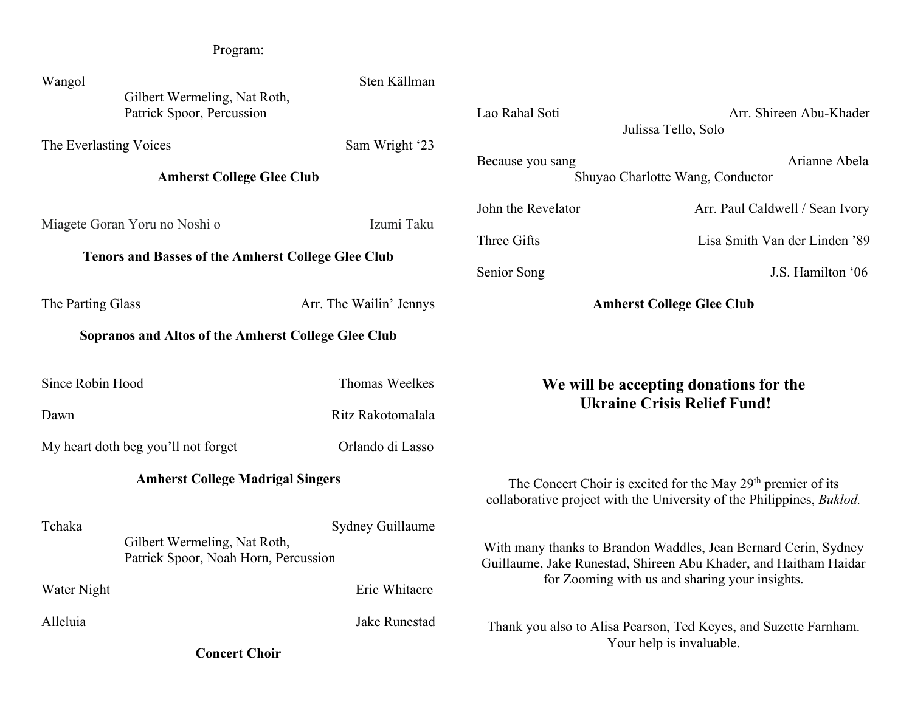Program:

Wangol — Sten Källman
Gilbert Wermeling, Nat Roth, Patrick Spoor, Percussion

The Everlasting Voices — Sam Wright '23

**Amherst College Glee Club**

Miagete Goran Yoru no Noshi o — Izumi Taku

**Tenors and Basses of the Amherst College Glee Club**

The Parting Glass — Arr. The Wailin' Jennys

**Sopranos and Altos of the Amherst College Glee Club**

Since Robin Hood — Thomas Weelkes

Dawn — Ritz Rakotomalala

My heart doth beg you'll not forget — Orlando di Lasso

**Amherst College Madrigal Singers**

Tchaka — Sydney Guillaume
Gilbert Wermeling, Nat Roth, Patrick Spoor, Noah Horn, Percussion

Water Night — Eric Whitacre

Alleluia — Jake Runestad

**Concert Choir**

Lao Rahal Soti — Arr. Shireen Abu-Khader
Julissa Tello, Solo

Because you sang — Arianne Abela
Shuyao Charlotte Wang, Conductor

John the Revelator — Arr. Paul Caldwell / Sean Ivory

Three Gifts — Lisa Smith Van der Linden '89

Senior Song — J.S. Hamilton '06

**Amherst College Glee Club**

**We will be accepting donations for the Ukraine Crisis Relief Fund!**

The Concert Choir is excited for the May 29th premier of its collaborative project with the University of the Philippines, *Buklod.*

With many thanks to Brandon Waddles, Jean Bernard Cerin, Sydney Guillaume, Jake Runestad, Shireen Abu Khader, and Haitham Haidar for Zooming with us and sharing your insights.

Thank you also to Alisa Pearson, Ted Keyes, and Suzette Farnham. Your help is invaluable.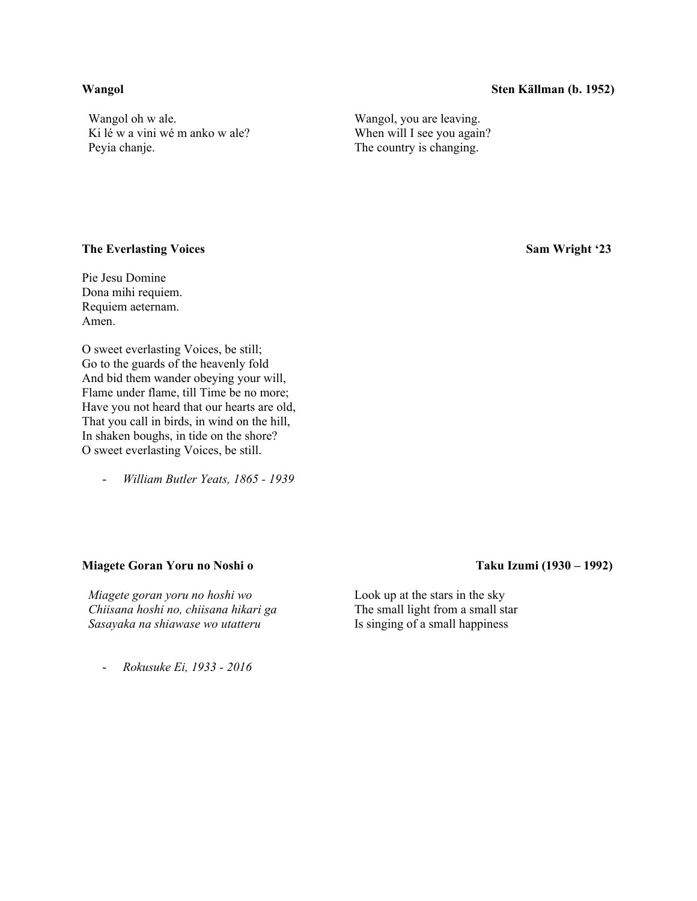**Wangol** **Sten Källman (b. 1952)**

Wangol oh w ale.
Ki lé w a vini wé m anko w ale?
Peyia chanje.

Wangol, you are leaving.
When will I see you again?
The country is changing.

**The Everlasting Voices** **Sam Wright '23**

Pie Jesu Domine
Dona mihi requiem.
Requiem aeternam.
Amen.

O sweet everlasting Voices, be still;
Go to the guards of the heavenly fold
And bid them wander obeying your will,
Flame under flame, till Time be no more;
Have you not heard that our hearts are old,
That you call in birds, in wind on the hill,
In shaken boughs, in tide on the shore?
O sweet everlasting Voices, be still.

- *William Butler Yeats, 1865 - 1939*

**Miagete Goran Yoru no Noshi o** **Taku Izumi (1930 – 1992)**

*Miagete goran yoru no hoshi wo*
*Chiisana hoshi no, chiisana hikari ga*
*Sasayaka na shiawase wo utatteru*

Look up at the stars in the sky
The small light from a small star
Is singing of a small happiness

- *Rokusuke Ei, 1933 - 2016*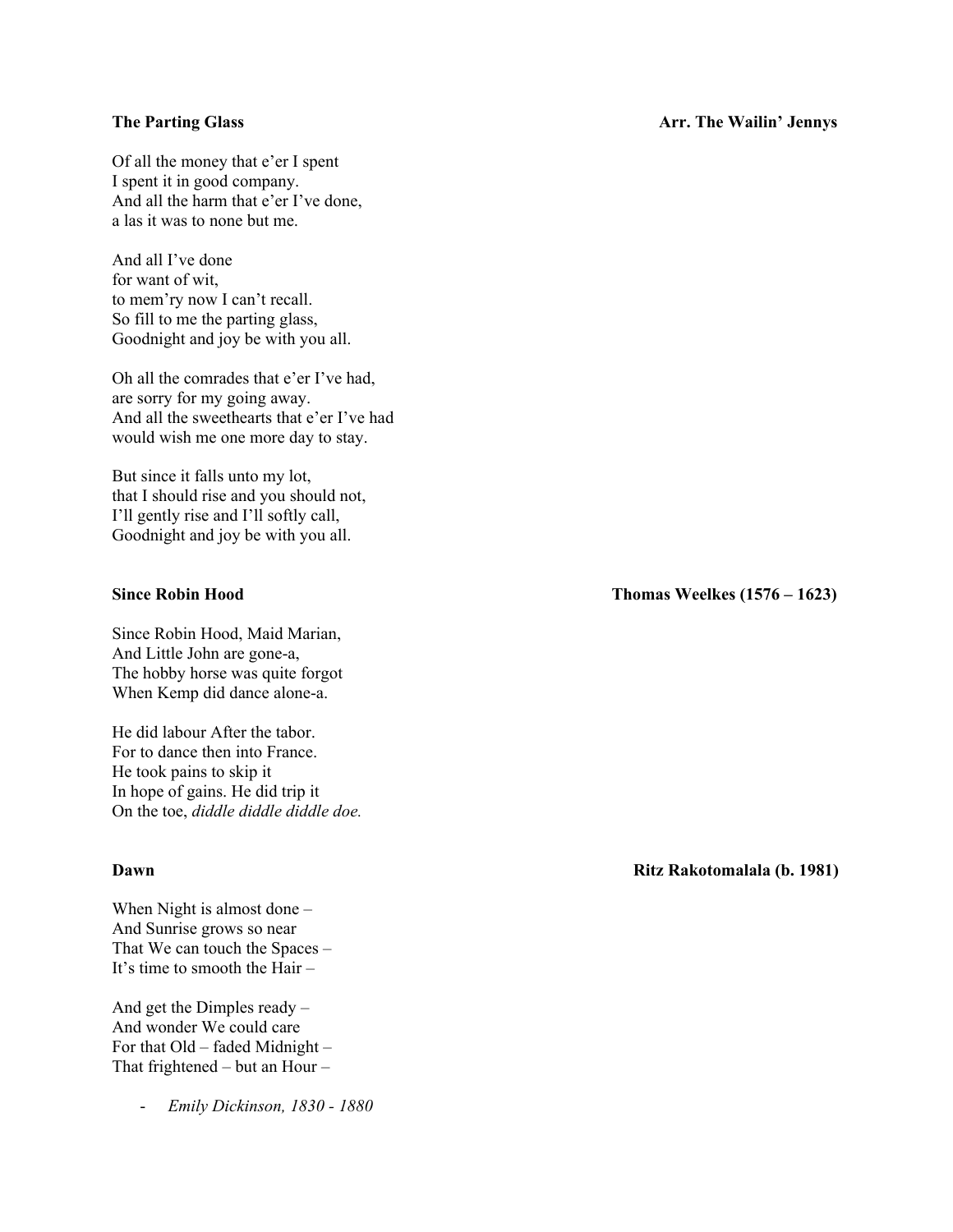**The Parting Glass** **Arr. The Wailin' Jennys**

Of all the money that e'er I spent  
I spent it in good company.  
And all the harm that e'er I've done,  
a las it was to none but me.

And all I've done  
for want of wit,  
to mem'ry now I can't recall.  
So fill to me the parting glass,  
Goodnight and joy be with you all.

Oh all the comrades that e'er I've had,  
are sorry for my going away.  
And all the sweethearts that e'er I've had  
would wish me one more day to stay.

But since it falls unto my lot,  
that I should rise and you should not,  
I'll gently rise and I'll softly call,  
Goodnight and joy be with you all.

**Since Robin Hood** **Thomas Weelkes (1576 – 1623)**

Since Robin Hood, Maid Marian,  
And Little John are gone-a,  
The hobby horse was quite forgot  
When Kemp did dance alone-a.

He did labour After the tabor.  
For to dance then into France.  
He took pains to skip it  
In hope of gains. He did trip it  
On the toe, *diddle diddle diddle doe.*

**Dawn** **Ritz Rakotomalala (b. 1981)**

When Night is almost done –  
And Sunrise grows so near  
That We can touch the Spaces –  
It's time to smooth the Hair –

And get the Dimples ready –  
And wonder We could care  
For that Old – faded Midnight –  
That frightened – but an Hour –

- *Emily Dickinson, 1830 - 1880*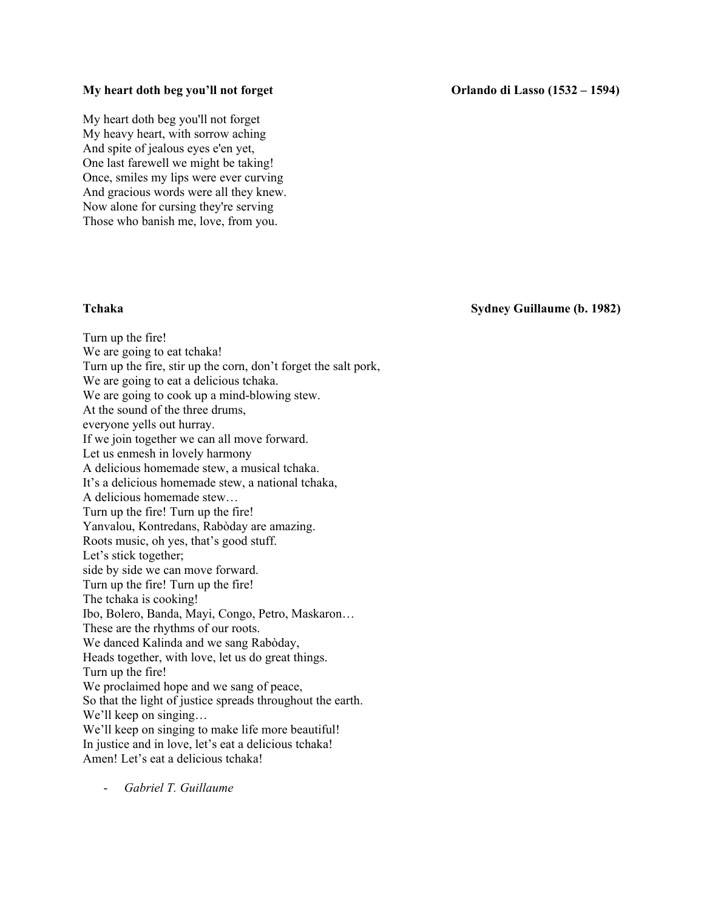**My heart doth beg you'll not forget** **Orlando di Lasso (1532 – 1594)**

My heart doth beg you'll not forget
My heavy heart, with sorrow aching
And spite of jealous eyes e'en yet,
One last farewell we might be taking!
Once, smiles my lips were ever curving
And gracious words were all they knew.
Now alone for cursing they're serving
Those who banish me, love, from you.

**Tchaka** **Sydney Guillaume (b. 1982)**

Turn up the fire!
We are going to eat tchaka!
Turn up the fire, stir up the corn, don't forget the salt pork,
We are going to eat a delicious tchaka.
We are going to cook up a mind-blowing stew.
At the sound of the three drums,
everyone yells out hurray.
If we join together we can all move forward.
Let us enmesh in lovely harmony
A delicious homemade stew, a musical tchaka.
It's a delicious homemade stew, a national tchaka,
A delicious homemade stew…
Turn up the fire! Turn up the fire!
Yanvalou, Kontredans, Rabòday are amazing.
Roots music, oh yes, that's good stuff.
Let's stick together;
side by side we can move forward.
Turn up the fire! Turn up the fire!
The tchaka is cooking!
Ibo, Bolero, Banda, Mayi, Congo, Petro, Maskaron…
These are the rhythms of our roots.
We danced Kalinda and we sang Rabòday,
Heads together, with love, let us do great things.
Turn up the fire!
We proclaimed hope and we sang of peace,
So that the light of justice spreads throughout the earth.
We'll keep on singing…
We'll keep on singing to make life more beautiful!
In justice and in love, let's eat a delicious tchaka!
Amen! Let's eat a delicious tchaka!

- *Gabriel T. Guillaume*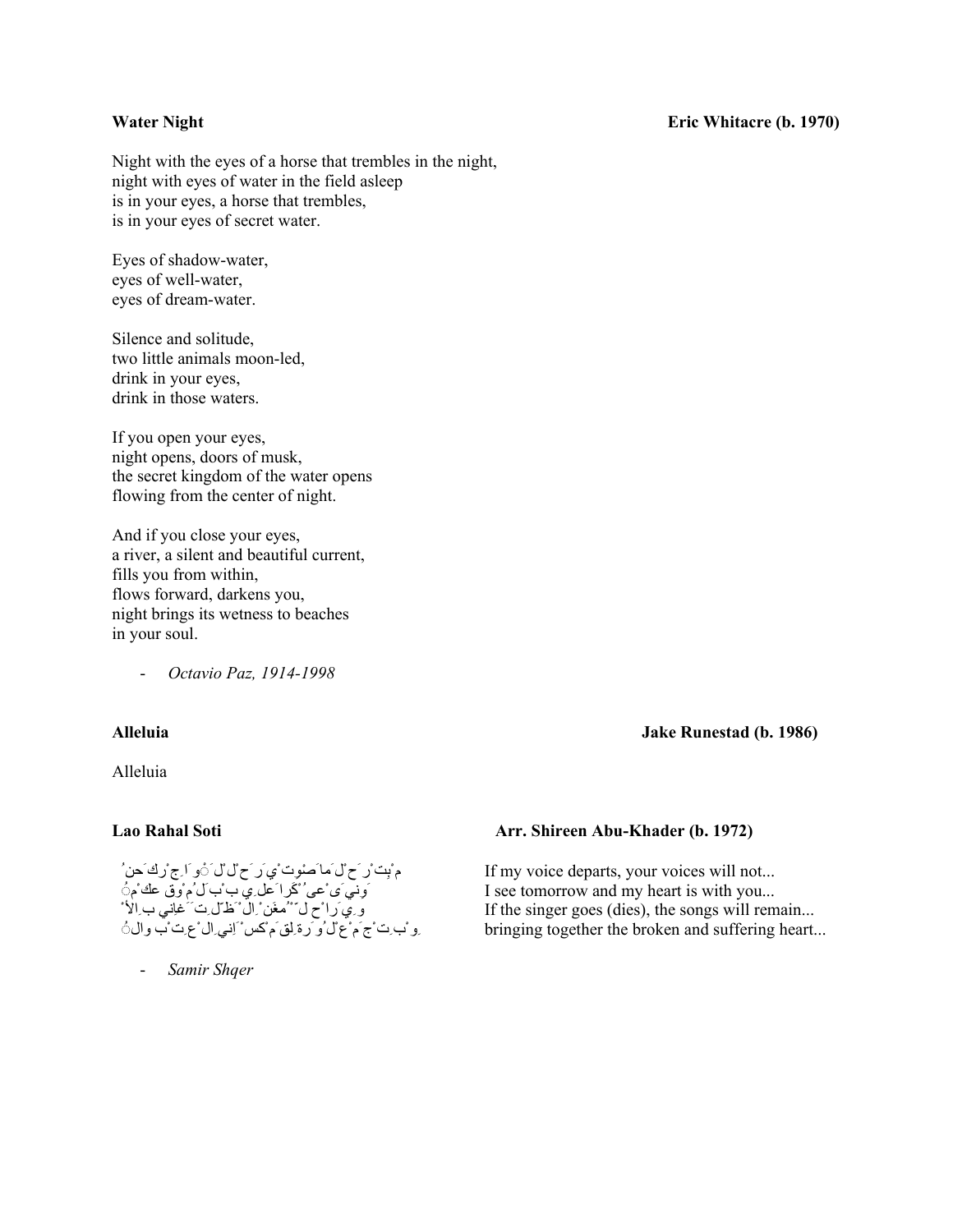**Water Night** **Eric Whitacre (b. 1970)**

Night with the eyes of a horse that trembles in the night,
night with eyes of water in the field asleep
is in your eyes, a horse that trembles,
is in your eyes of secret water.

Eyes of shadow-water,
eyes of well-water,
eyes of dream-water.

Silence and solitude,
two little animals moon-led,
drink in your eyes,
drink in those waters.

If you open your eyes,
night opens, doors of musk,
the secret kingdom of the water opens
flowing from the center of night.

And if you close your eyes,
a river, a silent and beautiful current,
fills you from within,
flows forward, darkens you,
night brings its wetness to beaches
in your soul.

- *Octavio Paz, 1914-1998*

**Alleluia** **Jake Runestad (b. 1986)**

Alleluia

**Lao Rahal Soti** **Arr. Shireen Abu-Khader (b. 1972)**

لو رحل صوتي ما بترحل حناجركم
عيوني على بكرا وقلبي معكم
لو راح المغني بتظل الأغاني
بتجمع القلب المكسور والتعبان

If my voice departs, your voices will not...
I see tomorrow and my heart is with you...
If the singer goes (dies), the songs will remain...
bringing together the broken and suffering heart...

- *Samir Shqer*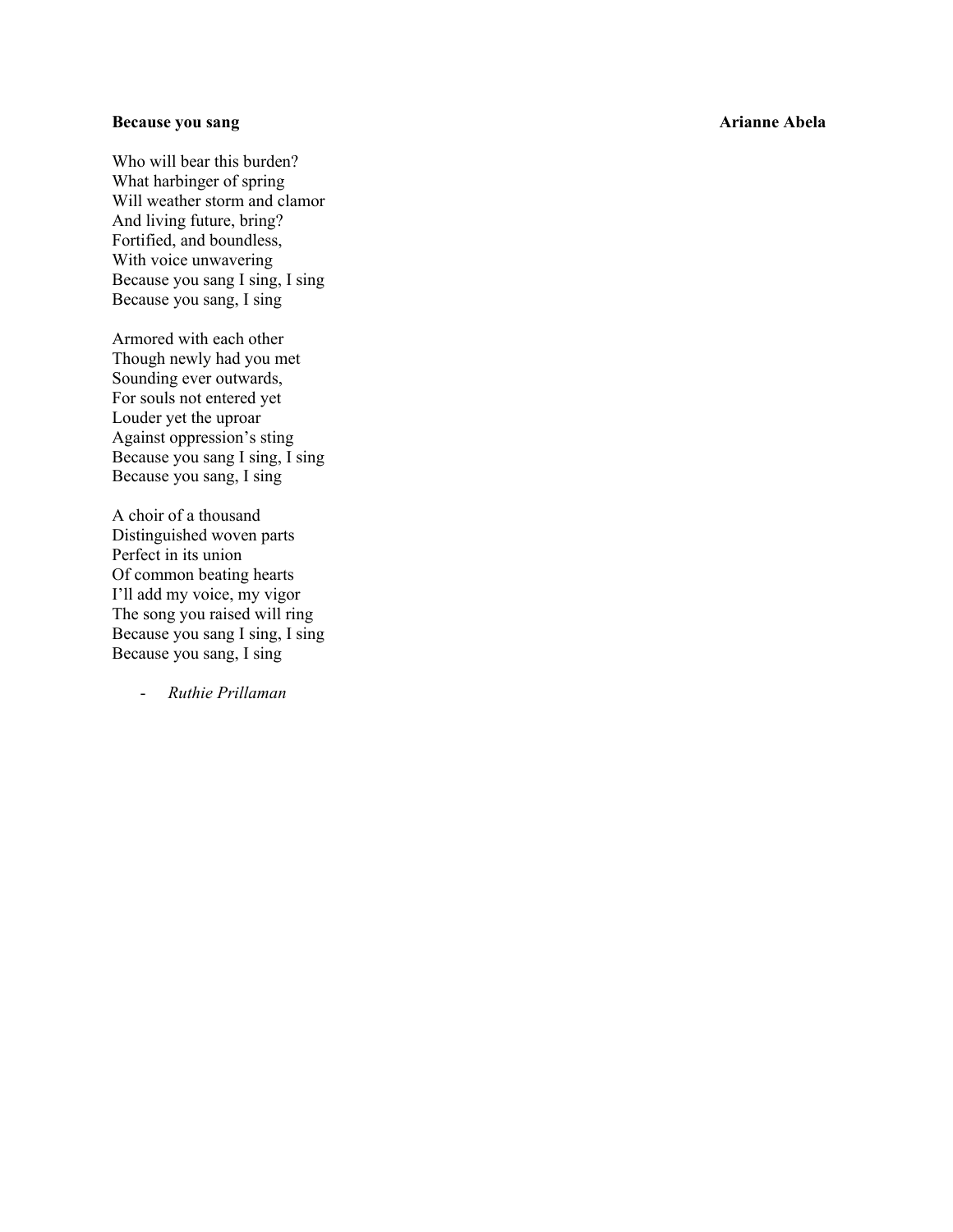**Because you sang** **Arianne Abela**

Who will bear this burden?  
What harbinger of spring  
Will weather storm and clamor  
And living future, bring?  
Fortified, and boundless,  
With voice unwavering  
Because you sang I sing, I sing  
Because you sang, I sing

Armored with each other  
Though newly had you met  
Sounding ever outwards,  
For souls not entered yet  
Louder yet the uproar  
Against oppression's sting  
Because you sang I sing, I sing  
Because you sang, I sing

A choir of a thousand  
Distinguished woven parts  
Perfect in its union  
Of common beating hearts  
I'll add my voice, my vigor  
The song you raised will ring  
Because you sang I sing, I sing  
Because you sang, I sing

- *Ruthie Prillaman*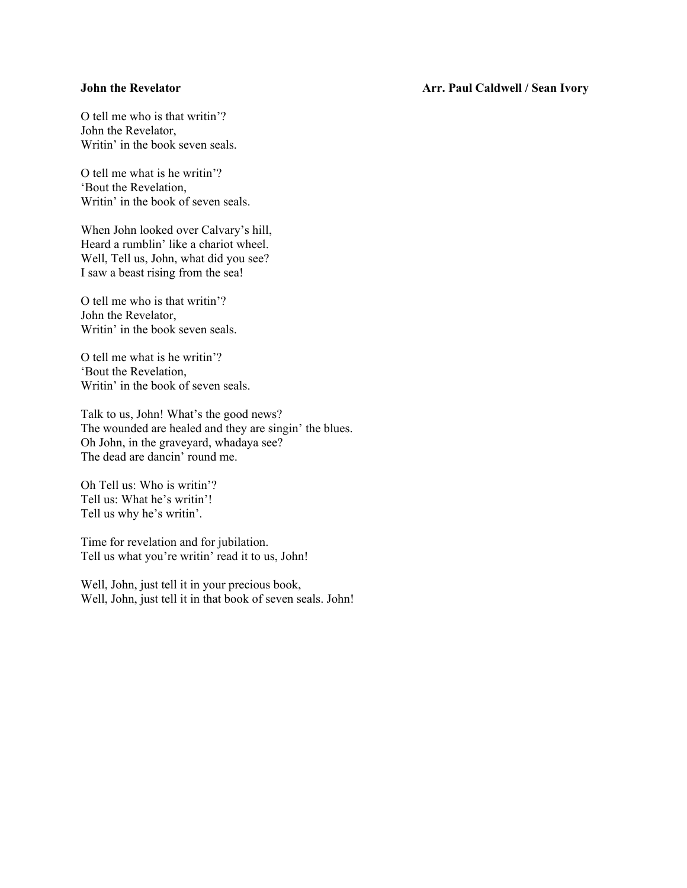**John the Revelator** **Arr. Paul Caldwell / Sean Ivory**

O tell me who is that writin'?
John the Revelator,
Writin' in the book seven seals.

O tell me what is he writin'?
'Bout the Revelation,
Writin' in the book of seven seals.

When John looked over Calvary's hill,
Heard a rumblin' like a chariot wheel.
Well, Tell us, John, what did you see?
I saw a beast rising from the sea!

O tell me who is that writin'?
John the Revelator,
Writin' in the book seven seals.

O tell me what is he writin'?
'Bout the Revelation,
Writin' in the book of seven seals.

Talk to us, John! What's the good news?
The wounded are healed and they are singin' the blues.
Oh John, in the graveyard, whadaya see?
The dead are dancin' round me.

Oh Tell us: Who is writin'?
Tell us: What he's writin'!
Tell us why he's writin'.

Time for revelation and for jubilation.
Tell us what you're writin' read it to us, John!

Well, John, just tell it in your precious book,
Well, John, just tell it in that book of seven seals. John!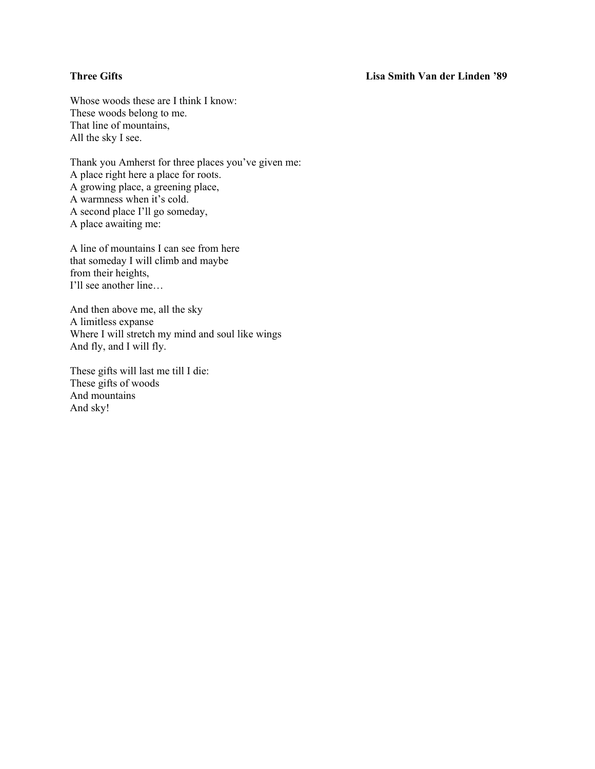**Three Gifts** **Lisa Smith Van der Linden ’89**

Whose woods these are I think I know:  
These woods belong to me.  
That line of mountains,  
All the sky I see.

Thank you Amherst for three places you’ve given me:  
A place right here a place for roots.  
A growing place, a greening place,  
A warmness when it’s cold.  
A second place I’ll go someday,  
A place awaiting me:

A line of mountains I can see from here  
that someday I will climb and maybe  
from their heights,  
I’ll see another line…

And then above me, all the sky  
A limitless expanse  
Where I will stretch my mind and soul like wings  
And fly, and I will fly.

These gifts will last me till I die:  
These gifts of woods  
And mountains  
And sky!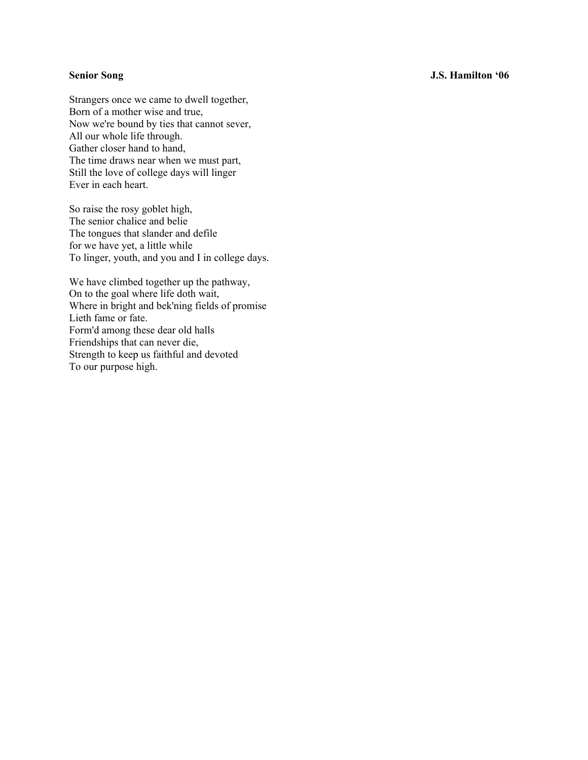**Senior Song** **J.S. Hamilton '06**

Strangers once we came to dwell together,
Born of a mother wise and true,
Now we're bound by ties that cannot sever,
All our whole life through.
Gather closer hand to hand,
The time draws near when we must part,
Still the love of college days will linger
Ever in each heart.

So raise the rosy goblet high,
The senior chalice and belie
The tongues that slander and defile
for we have yet, a little while
To linger, youth, and you and I in college days.

We have climbed together up the pathway,
On to the goal where life doth wait,
Where in bright and bek'ning fields of promise
Lieth fame or fate.
Form'd among these dear old halls
Friendships that can never die,
Strength to keep us faithful and devoted
To our purpose high.